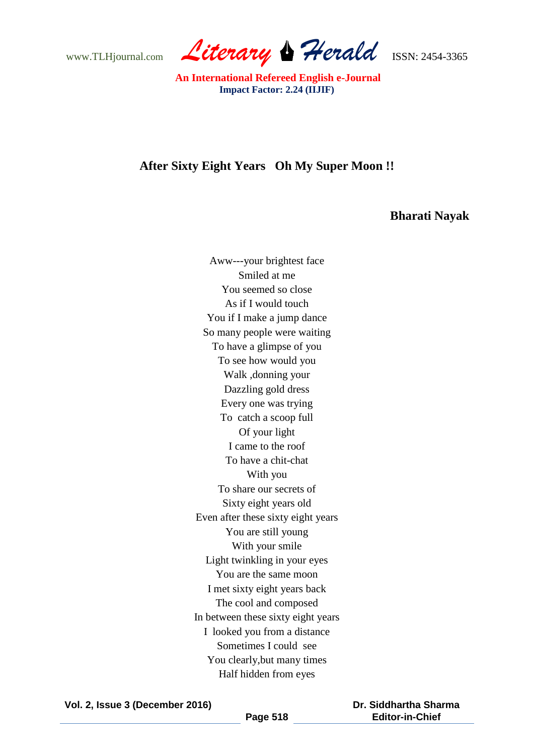## After Sixty Eight Years Oh My Super Moon !!

**Bharati Nayak**

Aww---your brightest face
Smiled at me
You seemed so close
As if I would touch
You if I make a jump dance
So many people were waiting
To have a glimpse of you
To see how would you
Walk ,donning your
Dazzling gold dress
Every one was trying
To catch a scoop full
Of your light
I came to the roof
To have a chit-chat
With you
To share our secrets of
Sixty eight years old
Even after these sixty eight years
You are still young
With your smile
Light twinkling in your eyes
You are the same moon
I met sixty eight years back
The cool and composed
In between these sixty eight years
I looked you from a distance
Sometimes I could see
You clearly,but many times
Half hidden from eyes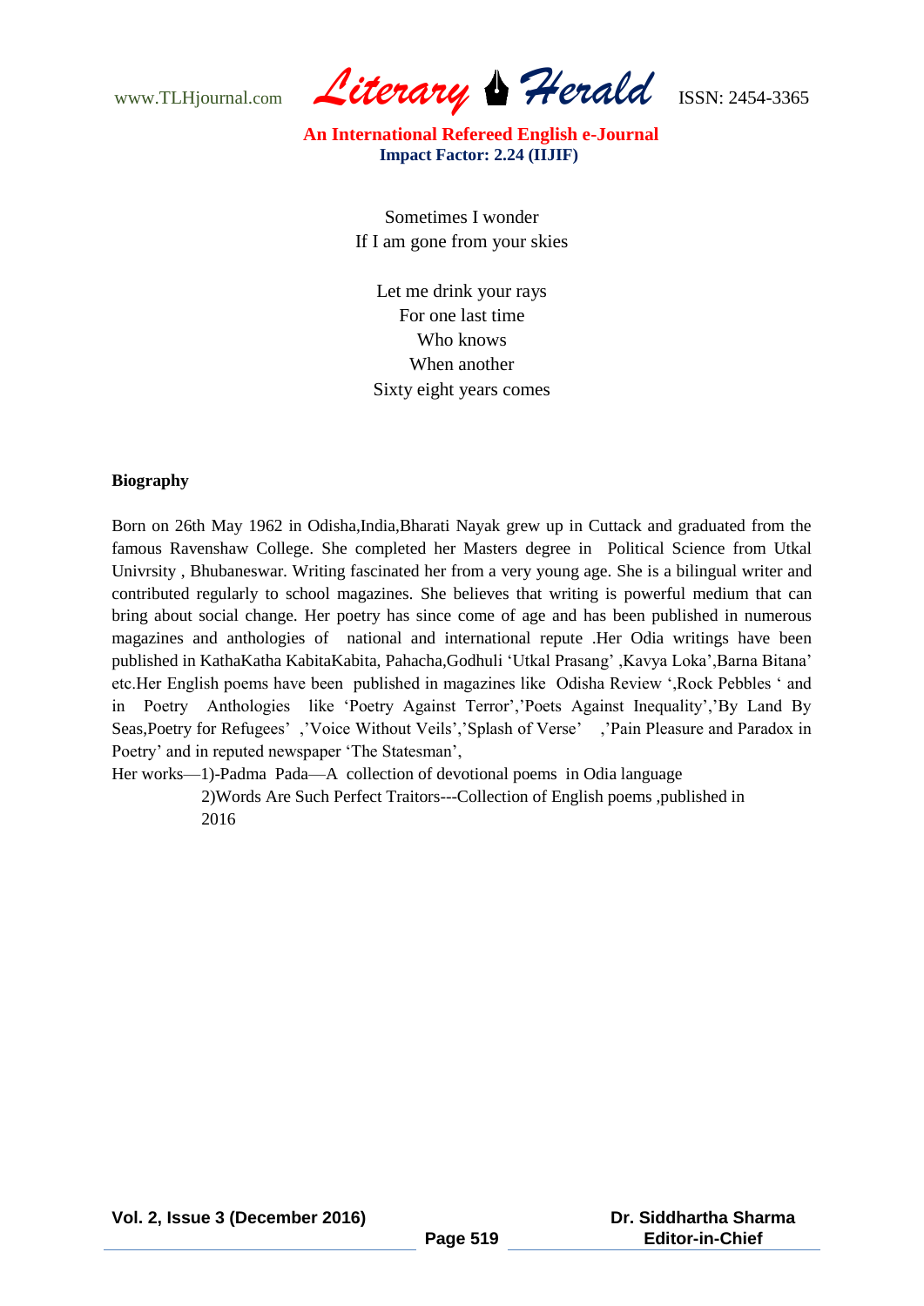Sometimes I wonder  
If I am gone from your skies

Let me drink your rays  
For one last time  
Who knows  
When another  
Sixty eight years comes

**Biography**

Born on 26th May 1962 in Odisha,India,Bharati Nayak grew up in Cuttack and graduated from the famous Ravenshaw College. She completed her Masters degree in Political Science from Utkal Univrsity , Bhubaneswar. Writing fascinated her from a very young age. She is a bilingual writer and contributed regularly to school magazines. She believes that writing is powerful medium that can bring about social change. Her poetry has since come of age and has been published in numerous magazines and anthologies of national and international repute .Her Odia writings have been published in KathaKatha KabitaKabita, Pahacha,Godhuli 'Utkal Prasang' ,Kavya Loka',Barna Bitana' etc.Her English poems have been published in magazines like Odisha Review ',Rock Pebbles ' and in Poetry Anthologies like 'Poetry Against Terror','Poets Against Inequality','By Land By Seas,Poetry for Refugees' ,'Voice Without Veils','Splash of Verse' ,'Pain Pleasure and Paradox in Poetry' and in reputed newspaper 'The Statesman',

Her works—1)-Padma Pada—A collection of devotional poems in Odia language

2)Words Are Such Perfect Traitors---Collection of English poems ,published in 2016